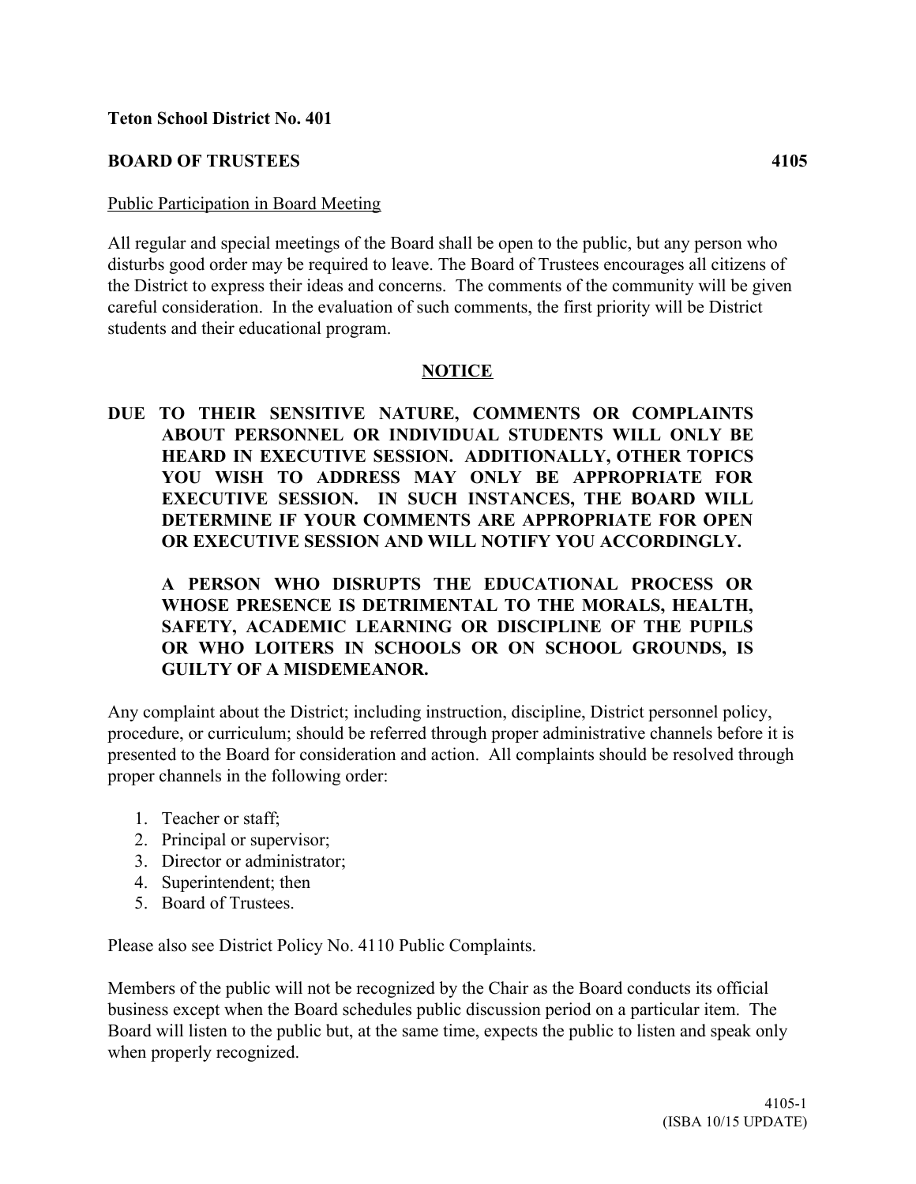**Teton School District No. 401**

**BOARD OF TRUSTEES** **4105**

Public Participation in Board Meeting

All regular and special meetings of the Board shall be open to the public, but any person who disturbs good order may be required to leave. The Board of Trustees encourages all citizens of the District to express their ideas and concerns. The comments of the community will be given careful consideration. In the evaluation of such comments, the first priority will be District students and their educational program.

**NOTICE**

**DUE TO THEIR SENSITIVE NATURE, COMMENTS OR COMPLAINTS ABOUT PERSONNEL OR INDIVIDUAL STUDENTS WILL ONLY BE HEARD IN EXECUTIVE SESSION. ADDITIONALLY, OTHER TOPICS YOU WISH TO ADDRESS MAY ONLY BE APPROPRIATE FOR EXECUTIVE SESSION. IN SUCH INSTANCES, THE BOARD WILL DETERMINE IF YOUR COMMENTS ARE APPROPRIATE FOR OPEN OR EXECUTIVE SESSION AND WILL NOTIFY YOU ACCORDINGLY.**

**A PERSON WHO DISRUPTS THE EDUCATIONAL PROCESS OR WHOSE PRESENCE IS DETRIMENTAL TO THE MORALS, HEALTH, SAFETY, ACADEMIC LEARNING OR DISCIPLINE OF THE PUPILS OR WHO LOITERS IN SCHOOLS OR ON SCHOOL GROUNDS, IS GUILTY OF A MISDEMEANOR.**

Any complaint about the District; including instruction, discipline, District personnel policy, procedure, or curriculum; should be referred through proper administrative channels before it is presented to the Board for consideration and action. All complaints should be resolved through proper channels in the following order:

1. Teacher or staff;
2. Principal or supervisor;
3. Director or administrator;
4. Superintendent; then
5. Board of Trustees.

Please also see District Policy No. 4110 Public Complaints.

Members of the public will not be recognized by the Chair as the Board conducts its official business except when the Board schedules public discussion period on a particular item. The Board will listen to the public but, at the same time, expects the public to listen and speak only when properly recognized.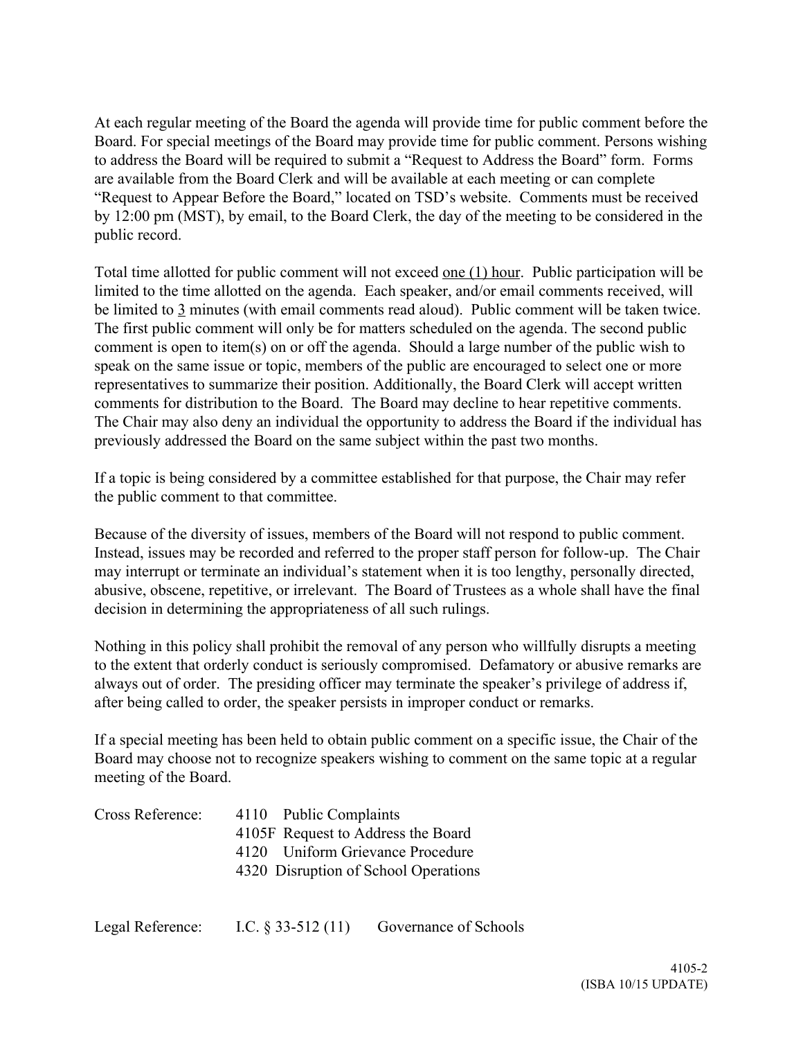At each regular meeting of the Board the agenda will provide time for public comment before the Board. For special meetings of the Board may provide time for public comment. Persons wishing to address the Board will be required to submit a "Request to Address the Board" form. Forms are available from the Board Clerk and will be available at each meeting or can complete "Request to Appear Before the Board," located on TSD's website. Comments must be received by 12:00 pm (MST), by email, to the Board Clerk, the day of the meeting to be considered in the public record.

Total time allotted for public comment will not exceed <u>one (1) hour</u>. Public participation will be limited to the time allotted on the agenda. Each speaker, and/or email comments received, will be limited to <u>3</u> minutes (with email comments read aloud). Public comment will be taken twice. The first public comment will only be for matters scheduled on the agenda. The second public comment is open to item(s) on or off the agenda. Should a large number of the public wish to speak on the same issue or topic, members of the public are encouraged to select one or more representatives to summarize their position. Additionally, the Board Clerk will accept written comments for distribution to the Board. The Board may decline to hear repetitive comments. The Chair may also deny an individual the opportunity to address the Board if the individual has previously addressed the Board on the same subject within the past two months.

If a topic is being considered by a committee established for that purpose, the Chair may refer the public comment to that committee.

Because of the diversity of issues, members of the Board will not respond to public comment. Instead, issues may be recorded and referred to the proper staff person for follow-up. The Chair may interrupt or terminate an individual's statement when it is too lengthy, personally directed, abusive, obscene, repetitive, or irrelevant. The Board of Trustees as a whole shall have the final decision in determining the appropriateness of all such rulings.

Nothing in this policy shall prohibit the removal of any person who willfully disrupts a meeting to the extent that orderly conduct is seriously compromised. Defamatory or abusive remarks are always out of order. The presiding officer may terminate the speaker's privilege of address if, after being called to order, the speaker persists in improper conduct or remarks.

If a special meeting has been held to obtain public comment on a specific issue, the Chair of the Board may choose not to recognize speakers wishing to comment on the same topic at a regular meeting of the Board.

Cross Reference:
- 4110 Public Complaints
- 4105F Request to Address the Board
- 4120 Uniform Grievance Procedure
- 4320 Disruption of School Operations

Legal Reference: I.C. § 33-512 (11) Governance of Schools

4105-2
(ISBA 10/15 UPDATE)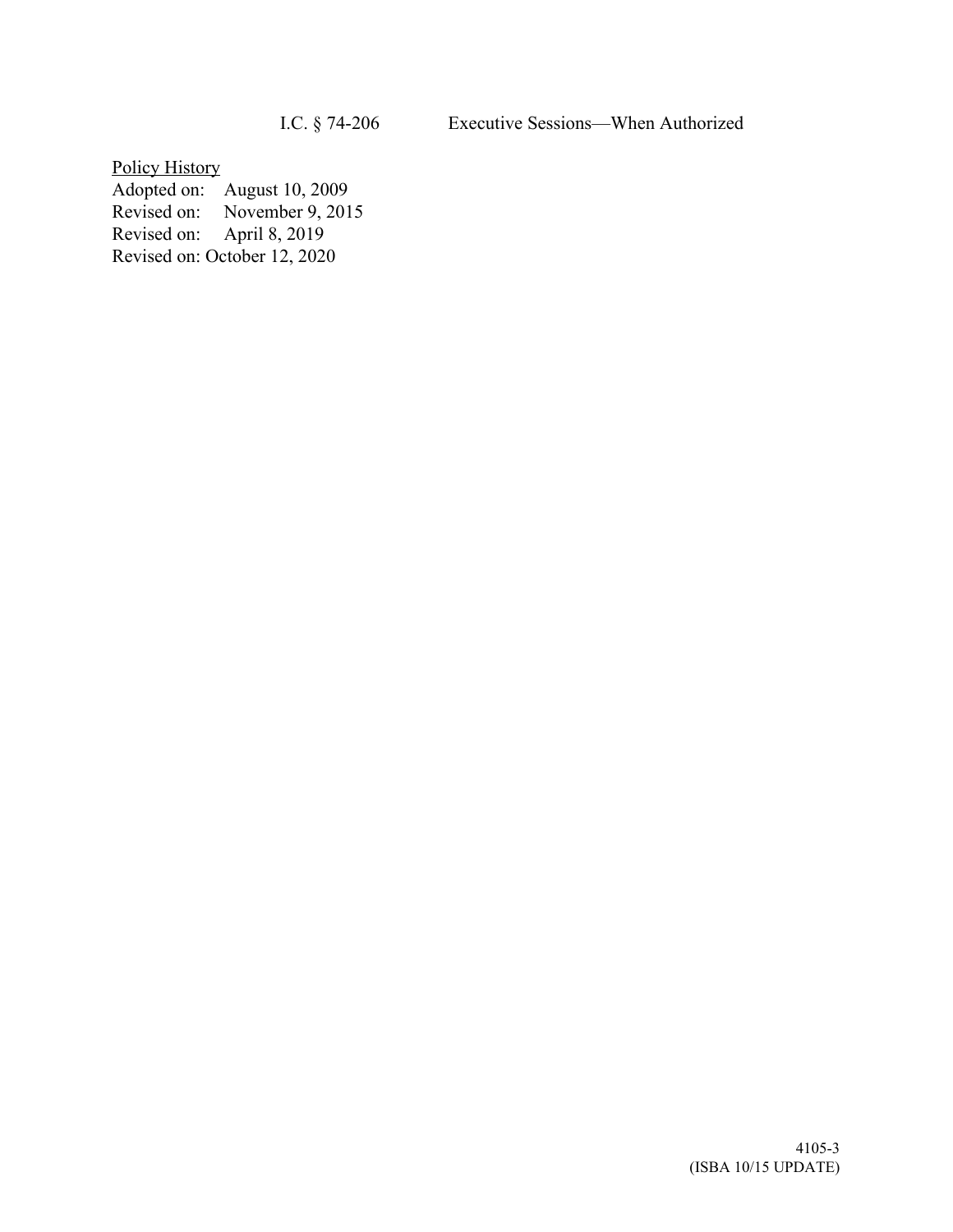I.C. § 74-206 Executive Sessions—When Authorized

Policy History
Adopted on: August 10, 2009
Revised on: November 9, 2015
Revised on: April 8, 2019
Revised on: October 12, 2020